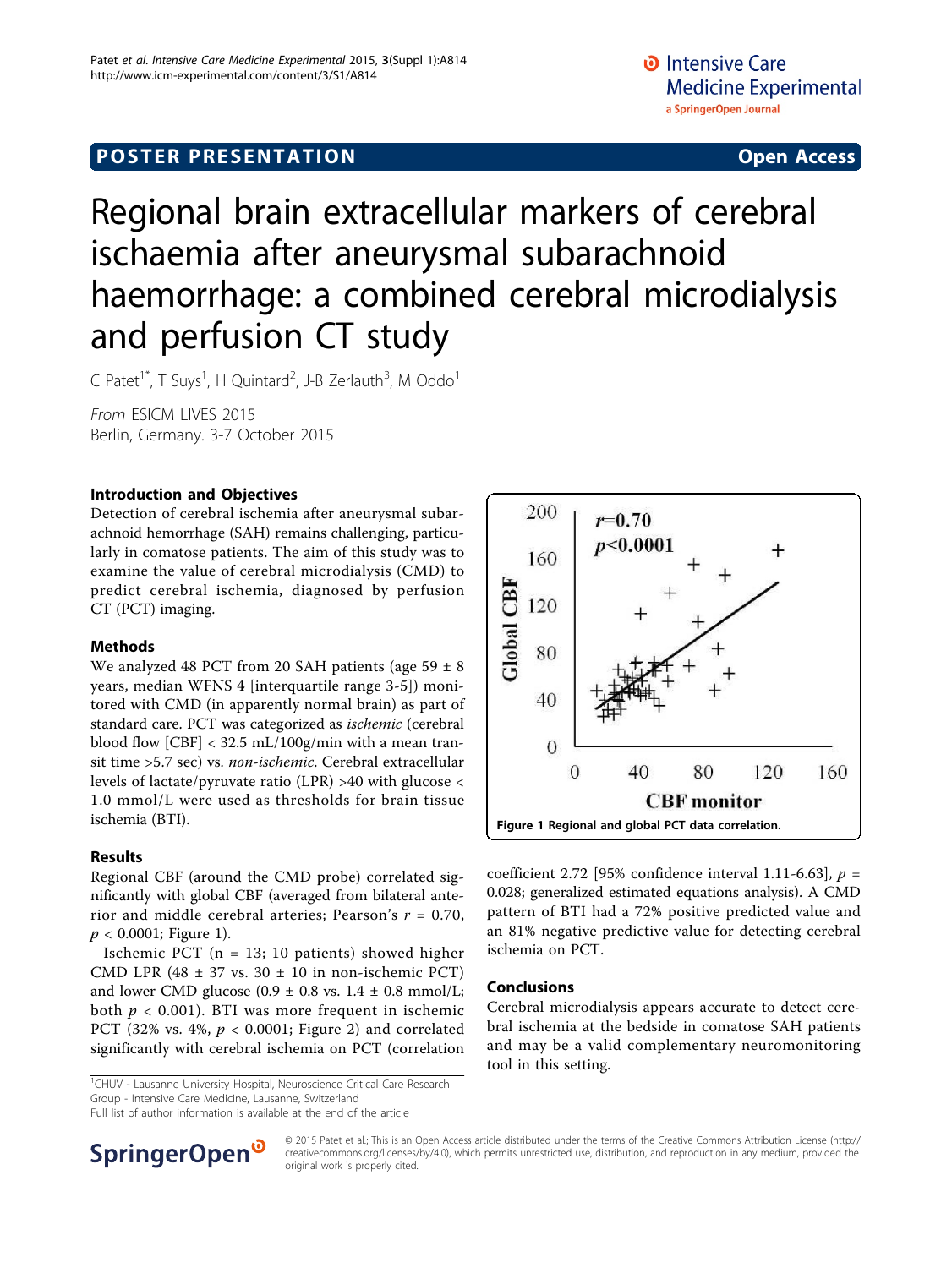POSTER PRESENTATION Open Access

# Regional brain extracellular markers of cerebral ischaemia after aneurysmal subarachnoid haemorrhage: a combined cerebral microdialysis and perfusion CT study

C Patet[1*], T Suys[1], H Quintard[2], J-B Zerlauth[3], M Oddo[1]

*From* ESICM LIVES 2015
Berlin, Germany. 3-7 October 2015

## Introduction and Objectives

Detection of cerebral ischemia after aneurysmal subarachnoid hemorrhage (SAH) remains challenging, particularly in comatose patients. The aim of this study was to examine the value of cerebral microdialysis (CMD) to predict cerebral ischemia, diagnosed by perfusion CT (PCT) imaging.

## Methods

We analyzed 48 PCT from 20 SAH patients (age 59 ± 8 years, median WFNS 4 [interquartile range 3-5]) monitored with CMD (in apparently normal brain) as part of standard care. PCT was categorized as *ischemic* (cerebral blood flow [CBF] < 32.5 mL/100g/min with a mean transit time >5.7 sec) vs. *non-ischemic*. Cerebral extracellular levels of lactate/pyruvate ratio (LPR) >40 with glucose < 1.0 mmol/L were used as thresholds for brain tissue ischemia (BTI).

## Results

Regional CBF (around the CMD probe) correlated significantly with global CBF (averaged from bilateral anterior and middle cerebral arteries; Pearson's $r = 0.70$, $p < 0.0001$; Figure 1).

Ischemic PCT (n = 13; 10 patients) showed higher CMD LPR (48 ± 37 vs. 30 ± 10 in non-ischemic PCT) and lower CMD glucose (0.9 ± 0.8 vs. 1.4 ± 0.8 mmol/L; both $p < 0.001$). BTI was more frequent in ischemic PCT (32% vs. 4%, $p < 0.0001$; Figure 2) and correlated significantly with cerebral ischemia on PCT (correlation coefficient 2.72 [95% confidence interval 1.11-6.63], $p = 0.028$; generalized estimated equations analysis). A CMD pattern of BTI had a 72% positive predicted value and an 81% negative predictive value for detecting cerebral ischemia on PCT.

**Figure 1 Regional and global PCT data correlation.**

## Conclusions

Cerebral microdialysis appears accurate to detect cerebral ischemia at the bedside in comatose SAH patients and may be a valid complementary neuromonitoring tool in this setting.

[1]CHUV - Lausanne University Hospital, Neuroscience Critical Care Research Group - Intensive Care Medicine, Lausanne, Switzerland
Full list of author information is available at the end of the article

© 2015 Patet et al.; This is an Open Access article distributed under the terms of the Creative Commons Attribution License (http://creativecommons.org/licenses/by/4.0), which permits unrestricted use, distribution, and reproduction in any medium, provided the original work is properly cited.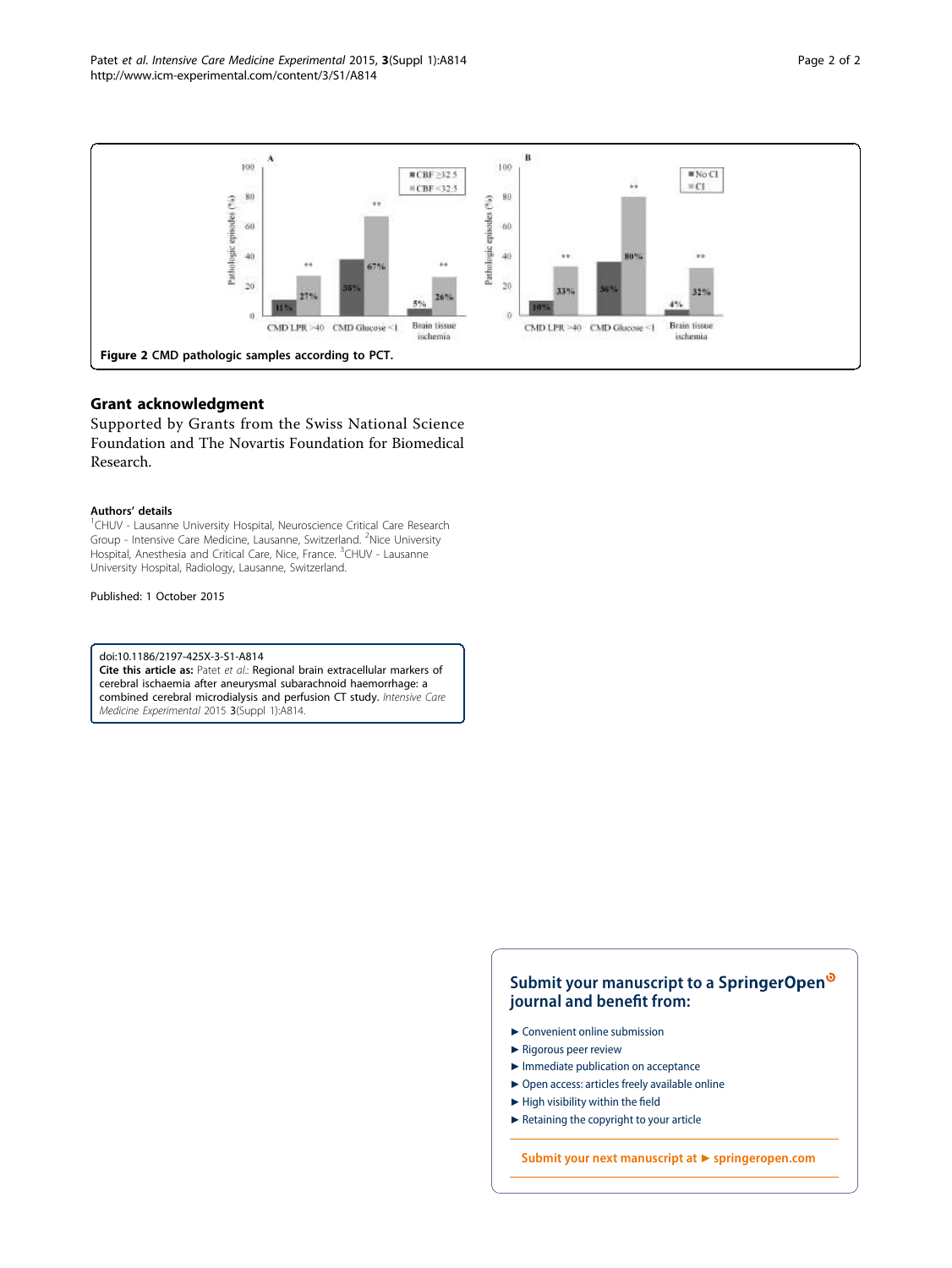A

100
80
60
40
20
0

Pathologic episodes (%)

■ CBF ≥32.5
■ CBF <32.5

11%
27%
38%
67%
5%
26%

**
**
**

CMD LPR >40
CMD Glucose <1
Brain tissue ischemia

B

100
80
60
40
20
0

Pathologic episodes (%)

■ No CI
■ CI

10%
33%
36%
80%
4%
32%

**
**
**

CMD LPR >40
CMD Glucose <1
Brain tissue ischemia

**Figure 2** CMD pathologic samples according to PCT.

## Grant acknowledgment

Supported by Grants from the Swiss National Science Foundation and The Novartis Foundation for Biomedical Research.

### Authors' details

[1]CHUV - Lausanne University Hospital, Neuroscience Critical Care Research Group - Intensive Care Medicine, Lausanne, Switzerland. [2]Nice University Hospital, Anesthesia and Critical Care, Nice, France. [3]CHUV - Lausanne University Hospital, Radiology, Lausanne, Switzerland.

Published: 1 October 2015

doi:10.1186/2197-425X-3-S1-A814
**Cite this article as:** Patet *et al.*: Regional brain extracellular markers of cerebral ischaemia after aneurysmal subarachnoid haemorrhage: a combined cerebral microdialysis and perfusion CT study. *Intensive Care Medicine Experimental* 2015 **3**(Suppl 1):A814.

**Submit your manuscript to a SpringerOpen journal and benefit from:**

- ► Convenient online submission
- ► Rigorous peer review
- ► Immediate publication on acceptance
- ► Open access: articles freely available online
- ► High visibility within the field
- ► Retaining the copyright to your article

**Submit your next manuscript at ► springeropen.com**